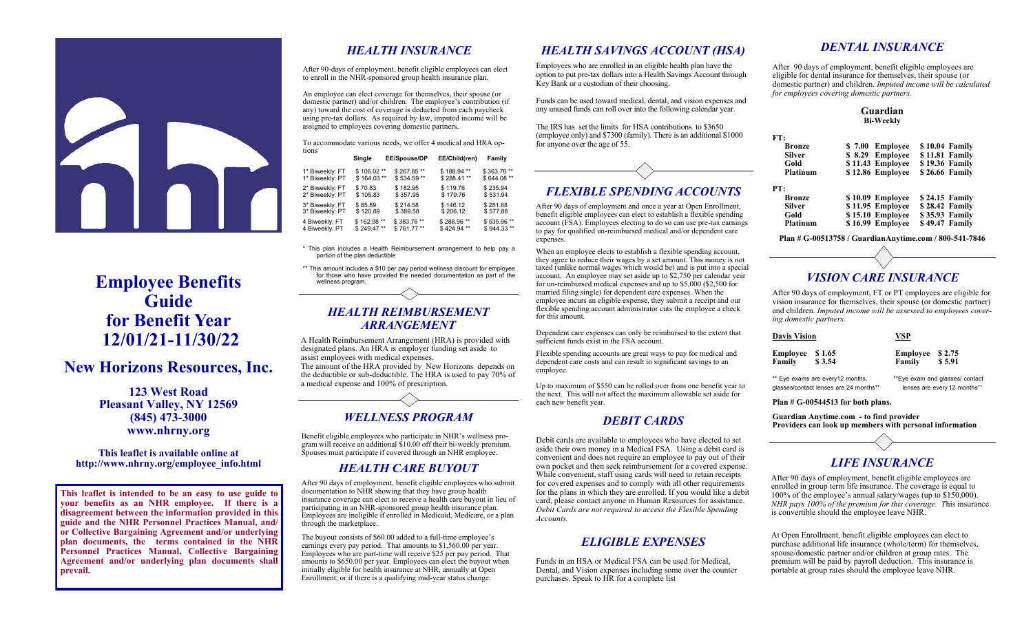# Employee Benefits Guide for Benefit Year 12/01/21-11/30/22

## New Horizons Resources, Inc.

**123 West Road**
**Pleasant Valley, NY 12569**
**(845) 473-3000**
**www.nhrny.org**

**This leaflet is available online at http://www.nhrny.org/employee_info.html**

**This leaflet is intended to be an easy to use guide to your benefits as an NHR employee. If there is a disagreement between the information provided in this guide and the NHR Personnel Practices Manual, and/or Collective Bargaining Agreement and/or underlying plan documents, the terms contained in the NHR Personnel Practices Manual, Collective Bargaining Agreement and/or underlying plan documents shall prevail.**

## *HEALTH INSURANCE*

After 90-days of employment, benefit eligible employees can elect to enroll in the NHR-sponsored group health insurance plan.

An employee can elect coverage for themselves, their spouse (or domestic partner) and/or children. The employee's contribution (if any) toward the cost of coverage is deducted from each paycheck using pre-tax dollars. As required by law, imputed income will be assigned to employees covering domestic partners.

To accommodate various needs, we offer 4 medical and HRA options

| | Single | EE/Spouse/DP | EE/Child(ren) | Family |
|---|---|---|---|---|
| 1* Biweekly: FT | $ 106.02 ** | $ 267.85 ** | $ 188.94 ** | $ 363.76 ** |
| 1* Biweekly: PT | $ 164.03 ** | $ 534.59 ** | $ 288.41 ** | $ 644.08 ** |
| 2* Biweekly: FT | $ 70.83 | $ 182.95 | $ 119.76 | $ 235.94 |
| 2* Biweekly: PT | $ 105.83 | $ 357.95 | $ 179.76 | $ 531.94 |
| 3* Biweekly: FT | $ 85.89 | $ 214.58 | $ 146.12 | $ 281.88 |
| 3* Biweekly: PT | $ 120.89 | $ 389.58 | $ 206.12 | $ 577.88 |
| 4 Biweekly: FT | $ 162.98 ** | $ 383.76 ** | $ 288.96 ** | $ 535.96 ** |
| 4 Biweekly: PT | $ 249.47 ** | $ 761.77 ** | $ 424.94 ** | $ 944.33 ** |

\* This plan includes a Health Reimbursement arrangement to help pay a portion of the plan deductible

\*\* This amount includes a $10 per pay period wellness discount for employee for those who have provided the needed documentation as part of the wellness program.

## *HEALTH REIMBURSEMENT ARRANGEMENT*

A Health Reimbursement Arrangement (HRA) is provided with designated plans. An HRA is employer funding set aside to assist employees with medical expenses.
The amount of the HRA provided by New Horizons depends on the deductible or sub-deductible. The HRA is used to pay 70% of a medical expense and 100% of prescription.

## *WELLNESS PROGRAM*

Benefit eligible employees who participate in NHR's wellness program will receive an additional $10.00 off their bi-weekly premium. Spouses must participate if covered through an NHR employee.

## *HEALTH CARE BUYOUT*

After 90 days of employment, benefit eligible employees who submit documentation to NHR showing that they have group health insurance coverage can elect to receive a health care buyout in lieu of participating in an NHR-sponsored group health insurance plan. Employees are ineligible if enrolled in Medicaid, Medicare, or a plan through the marketplace.

The buyout consists of $60.00 added to a full-time employee's earnings every pay period. That amounts to $1,560.00 per year. Employees who are part-time will receive $25 per pay period. That amounts to $650.00 per year. Employees can elect the buyout when initially eligible for health insurance at NHR, annually at Open Enrollment, or if there is a qualifying mid-year status change.

## *HEALTH SAVINGS ACCOUNT (HSA)*

Employees who are enrolled in an eligible health plan have the option to put pre-tax dollars into a Health Savings Account through Key Bank or a custodian of their choosing.

Funds can be used toward medical, dental, and vision expenses and any unused funds can roll over into the following calendar year.

The IRS has set the limits for HSA contributions to $3650 (employee only) and $7300 (family). There is an additional $1000 for anyone over the age of 55.

## *FLEXIBLE SPENDING ACCOUNTS*

After 90 days of employment and once a year at Open Enrollment, benefit eligible employees can elect to establish a flexible spending account (FSA). Employees electing to do so can use pre-tax earnings to pay for qualified un-reimbursed medical and/or dependent care expenses.

When an employee elects to establish a flexible spending account, they agree to reduce their wages by a set amount. This money is not taxed (unlike normal wages which would be) and is put into a special account. An employee may set aside up to $2,750 per calendar year for un-reimbursed medical expenses and up to $5,000 ($2,500 for married filing single) for dependent care expenses. When the employee incurs an eligible expense, they submit a receipt and our flexible spending account administrator cuts the employee a check for this amount.

Dependent care expenses can only be reimbursed to the extent that sufficient funds exist in the FSA account.

Flexible spending accounts are great ways to pay for medical and dependent care costs and can result in significant savings to an employee.

Up to maximum of $550 can be rolled over from one benefit year to the next. This will not affect the maximum allowable set aside for each new benefit year.

## *DEBIT CARDS*

Debit cards are available to employees who have elected to set aside their own money in a Medical FSA. Using a debit card is convenient and does not require an employee to pay out of their own pocket and then seek reimbursement for a covered expense. While convenient, staff using cards will need to retain receipts for covered expenses and to comply with all other requirements for the plans in which they are enrolled. If you would like a debit card, please contact anyone in Human Resources for assistance. *Debit Cards are not required to access the Flexible Spending Accounts.*

## *ELIGIBLE EXPENSES*

Funds in an HSA or Medical FSA can be used for Medical, Dental, and Vision expenses including some over the counter purchases. Speak to HR for a complete list

## *DENTAL INSURANCE*

After 90 days of employment, benefit eligible employees are eligible for dental insurance for themselves, their spouse (or domestic partner) and children. *Imputed income will be calculated for employees covering domestic partners.*

**Guardian**
**Bi-Weekly**

| | Employee | Family |
|---|---|---|
| **FT:** | | |
| **Bronze** | $ 7.00 | $ 10.04 |
| **Silver** | $ 8.29 | $ 11.81 |
| **Gold** | $ 11.43 | $ 19.36 |
| **Platinum** | $ 12.86 | $ 26.66 |
| **PT:** | | |
| **Bronze** | $ 10.09 | $ 24.15 |
| **Silver** | $ 11.95 | $ 28.42 |
| **Gold** | $ 15.10 | $ 35.93 |
| **Platinum** | $ 16.99 | $ 49.47 |

**Plan # G-00513758 / GuardianAnytime.com / 800-541-7846**

## *VISION CARE INSURANCE*

After 90 days of employment, FT or PT employees are eligible for vision insurance for themselves, their spouse (or domestic partner) and children. *Imputed income will be assessed to employees covering domestic partners.*

| Davis Vision | | VSP | |
|---|---|---|---|
| **Employee** | **$ 1.65** | **Employee** | **$ 2.75** |
| **Family** | **$ 3.54** | **Family** | **$ 5.91** |

\*\* Eye exams are every12 months, glasses/contact lenses are 24 months\*\*

\*\*Eye exam and glasses/ contact lenses are every 12 months\*\*

**Plan # G-00544513 for both plans.**

**Guardian Anytime.com - to find provider**
**Providers can look up members with personal information**

## *LIFE INSURANCE*

After 90 days of employment, benefit eligible employees are enrolled in group term life insurance. The coverage is equal to 100% of the employee's annual salary/wages (up to $150,000). *NHR pays 100% of the premium for this coverage.* This insurance is convertible should the employee leave NHR.

At Open Enrollment, benefit eligible employees can elect to purchase additional life insurance (whole/term) for themselves, spouse/domestic partner and/or children at group rates. The premium will be paid by payroll deduction. This insurance is portable at group rates should the employee leave NHR.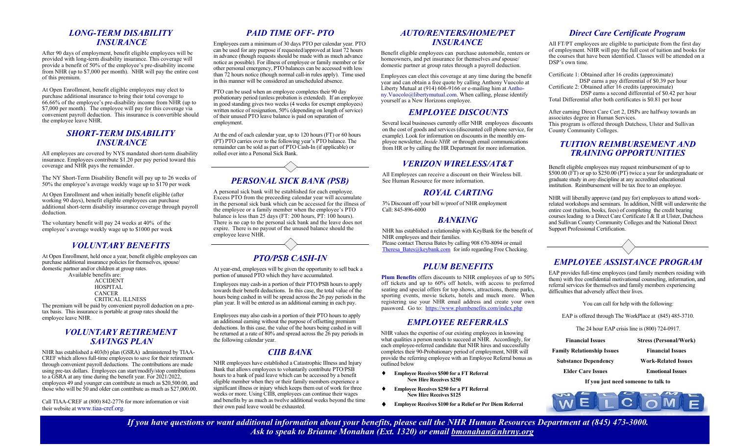## LONG-TERM DISABILITY INSURANCE

After 90 days of employment, benefit eligible employees will be provided with long-term disability insurance. This coverage will provide a benefit of 50% of the employee's pre-disability income from NHR (up to $7,000 per month). NHR will pay the entire cost of this premium.

At Open Enrollment, benefit eligible employees may elect to purchase additional insurance to bring their total coverage to 66.66% of the employee's pre-disability income from NHR (up to $7,000 per month). The employee will pay for this coverage via convenient payroll deduction. This insurance is convertible should the employee leave NHR.

## SHORT-TERM DISABILITY INSURANCE

All employees are covered by NYS mandated short-term disability insurance. Employees contribute $1.20 per pay period toward this coverage and NHR pays the remainder.

The NY Short-Term Disability Benefit will pay up to 26 weeks of 50% the employee's average weekly wage up to $170 per week

At Open Enrollment and when initially benefit eligible (after working 90 days), benefit eligible employees can purchase additional short-term disability insurance coverage through payroll deduction.

The voluntary benefit will pay 24 weeks at 40% of the employee's average weekly wage up to $1000 per week

## VOLUNTARY BENEFITS

At Open Enrollment, held once a year, benefit eligible employees can purchase additional insurance policies for themselves, spouse/domestic partner and/or children at group rates.

Available benefits are:

- ACCIDENT
- HOSPITAL
- CANCER
- CRITICAL ILLNESS

The premium will be paid by convenient payroll deduction on a pre-tax basis. This insurance is portable at group rates should the employee leave NHR.

## VOLUNTARY RETIREMENT SAVINGS PLAN

NHR has established a 403(b) plan (GSRA) administered by TIAA-CREF which allows full-time employees to save for their retirement through convenient payroll deductions. The contributions are made using pre-tax dollars. Employees can start/modify/stop contributions to a GSRA at any time during the benefit year. For 2021/2022, employees 49 and younger can contribute as much as $20,500.00, and those who will be 50 and older can contribute as much as $27,000.00.

Call TIAA-CREF at (800) 842-2776 for more information or visit their website at www.tiaa-cref.org.

## PAID TIME OFF- PTO

Employees earn a minimum of 30 days PTO per calendar year. PTO can be used for any purpose if requested/approved at least 72 hours in advance (though requests should be made with as much advance notice as possible). For illness of employee or family member or for other personal emergency, PTO balances can be accessed with less than 72 hours notice (though normal call-in rules apply). Time used in this manner will be considered an unscheduled absence.

PTO can be used when an employee completes their 90 day probationary period (unless probation is extended). If an employee in good standing gives two weeks (4 weeks for exempt employees) written notice of resignation, 50% (depending on length of service) of their unused PTO leave balance is paid on separation of employment.

At the end of each calendar year, up to 120 hours (FT) or 60 hours (PT) PTO carries over to the following year's PTO balance. The remainder can be sold as part of PTO Cash-In (if applicable) or rolled over into a Personal Sick Bank.

## PERSONAL SICK BANK (PSB)

A personal sick bank will be established for each employee. Excess PTO from the preceeding calendar year will accumulate in the personal sick bank which can be accessed for the illness of the employee or a family member when the employee's PTO balance is less than 25 days (FT: 200 hours, PT: 100 hours). There is no cap to the personal sick bank and the leave does not expire. There is no payout of the unused balance should the employee leave NHR.

## PTO/PSB CASH-IN

At year-end, employees will be given the opportunity to sell back a portion of unused PTO which they have accumulated.

Employees may cash-in a portion of their PTO/PSB hours to apply towards their benefit deductions. In this case, the total value of the hours being cashed in will be spread across the 26 pay periods in the plan year. It will be entered as an additional earning in each pay.

Employees may also cash-in a portion of their PTO hours to apply an additional earning without the purpose of offsetting premium deductions. In this case, the value of the hours being cashed in will be returned at a rate of 80% and spread across the 26 pay periods in the following calendar year.

## CIIB BANK

NHR employees have established a Catastrophic Illness and Injury Bank that allows employees to voluntarily contribute PTO/PSB hours to a bank of paid leave which can be accessed by a benefit eligible member when they or their family members experience a significant illness or injury which keeps them out of work for three weeks or more. Using CIIB, employees can continue their wages and benefits by as much as twelve additional weeks beyond the time their own paid leave would be exhausted.

## AUTO/RENTERS/HOME/PET INSURANCE

Benefit eligible employees can purchase automobile, renters or homeowners, and pet insurance for themselves *and* spouse/domestic partner at group rates through a payroll deduction.

Employees can elect this coverage at any time during the benefit year and can obtain a free quote by calling Anthony Vuocolo at Liberty Mutual at (914) 606-9166 or e-mailing him at Anthony.Vuocolo@libertymutual.com. When calling, please identify yourself as a New Horizons employee.

## EMPLOYEE DISCOUNTS

Several local businesses currently offer NHR employees discounts on the cost of goods and services (discounted cell phone service, for example). Look for information on discounts in the monthly employee newsletter, *Inside NHR* or through email communications from HR or by calling the HR Department for more information.

## VERIZON WIRELESS/AT&T

All Employees can receive a discount on their Wireless bill. See Human Resource for more information.

## ROYAL CARTING

3% Discount off your bill w/proof of NHR employment
Call: 845-896-6000

## BANKING

NHR has established a relationship with KeyBank for the benefit of NHR employees and their families.
Please contact Theresa Bates by calling 908 670-8094 or email Theresa_Bates@keybank.com for info regarding Free Checking.

## PLUM BENEFITS

**Plum Benefits** offers discounts to NHR employees of up to 50% off tickets and up to 60% off hotels, with access to preferred seating and special offers for top shows, attractions, theme parks, sporting events, movie tickets, hotels and much more. When registering use your NHR email address and create your own password. Go to: https://www.plumbenefits.com/index.php

## EMPLOYEE REFERRALS

NHR values the expertise of our existing employees in knowing what qualities a person needs to succeed at NHR. Accordingly, for each employee-referred candidate that NHR hires and successfully completes their 90-Probationary period of employment, NHR will provide the referring employee with an Employee Referral bonus as outlined below

- **Employee Receives $500 for a FT Referral**
  **New Hire Receives $250**
- **Employee Receives $250 for a PT Referral**
  **New Hire Receives $125**
- **Employee Receives $100 for a Relief or Per Diem Referral**

## Direct Care Certificate Program

All FT/PT employees are eligible to participate from the first day of employment. NHR will pay the full cost of tuition and books for the courses that have been identified. Classes will be attended on a DSP's own time.

Certificate 1: Obtained after 16 credits (approximate)
DSP earns a pay differential of $0.39 per hour
Certificate 2: Obtained after 16 credits (approximate)
DSP earns a second differential of $0.42 per hour
Total Differential after both certificates is $0.81 per hour

After earning Direct Care Cert 2, DSPs are halfway towards an associates degree in Human Services.
This program is offered through Dutchess, Ulster and Sullivan County Community Colleges.

## TUITION REIMBURSEMENT AND TRAINING OPPORTUNITIES

Benefit eligible employees may request reimbursement of up to $500.00 (FT) or up to $250.00 (PT) twice a year for undergraduate or graduate study in *any* discipline at any accredited educational institution. Reimbursement will be tax free to an employee.

NHR will liberally approve (and pay for) employees to attend work-related workshops and seminars. In addition, NHR will underwrite the entire cost (tuition, books, fees) of completing the credit bearing courses leading to a Direct Care Certificate I & II at Ulster, Dutchess and Sullivan County Community Colleges and the National Direct Support Professional Certification.

## EMPLOYEE ASSISTANCE PROGRAM

EAP provides full-time employees (and family members residing with them) with free confidential motivational counseling, information, and referral services for themselves and family members experiencing difficulties that adversely affect their lives.

You can call for help with the following:

EAP is offered through The WorkPlace at (845) 485-3710.

The 24 hour EAP crisis line is (800) 724-0917.

| | |
|---|---|
| **Financial Issues** | **Stress (Personal/Work)** |
| **Family Relationship Issues** | **Financial Issues** |
| **Substance Dependency** | **Work-Related Issues** |
| **Elder Care Issues** | **Emotional Issues** |

**If you just need someone to talk to**

WELCOME

***If you have questions or want additional information about your benefits, please call the NHR Human Resources Department at (845) 473-3000. Ask to speak to Brianne Monahan (Ext. 1320) or email bmonahan@nhrny.org***